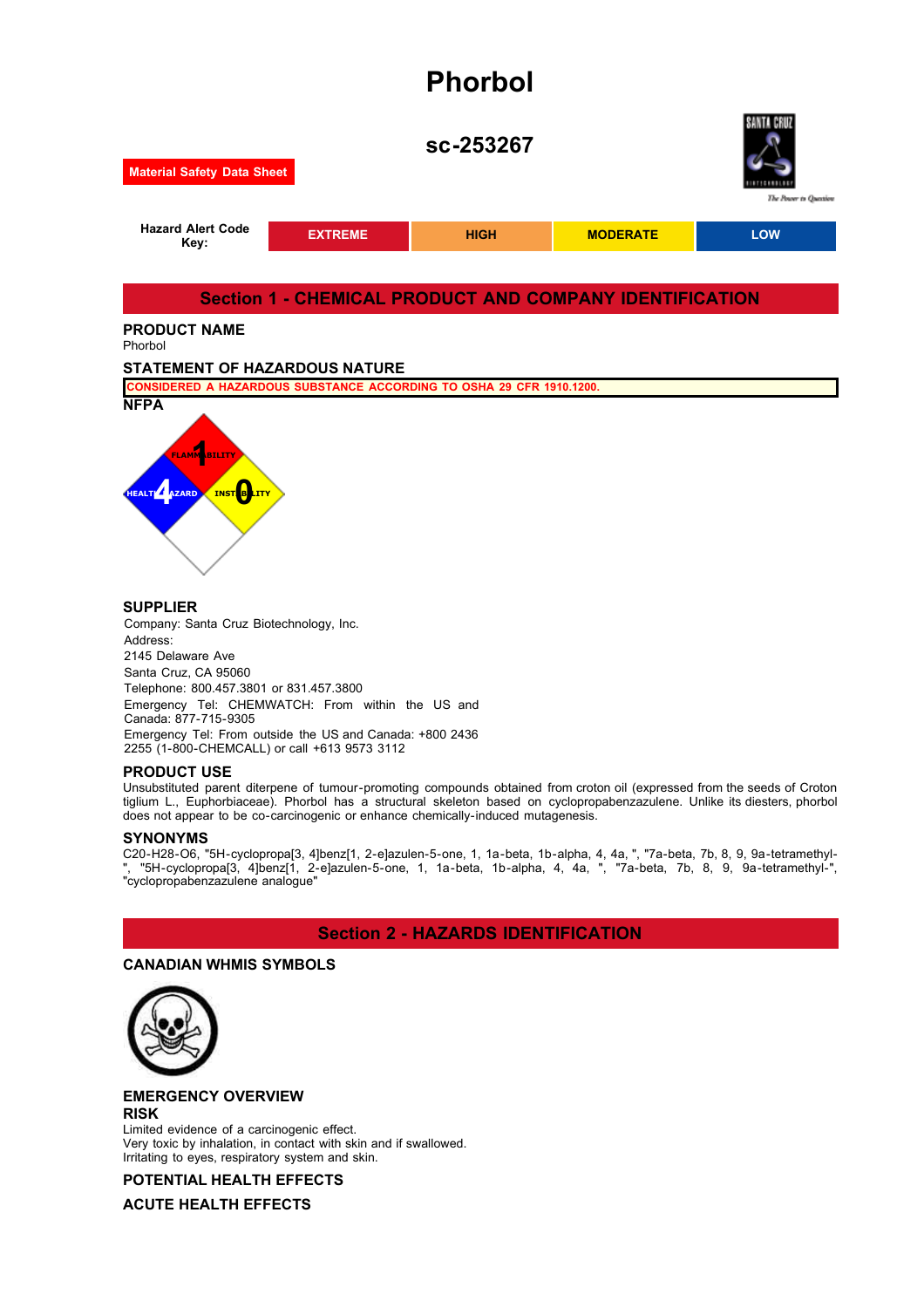# Phorbol

## sc-253267

**Material Safety Data Sheet**

| Hazard Alert Code Key: | EXTREME | HIGH | MODERATE | LOW |
| --- | --- | --- | --- | --- |

## Section 1 - CHEMICAL PRODUCT AND COMPANY IDENTIFICATION

### PRODUCT NAME

Phorbol

### STATEMENT OF HAZARDOUS NATURE

CONSIDERED A HAZARDOUS SUBSTANCE ACCORDING TO OSHA 29 CFR 1910.1200.

### NFPA

FLAMMABILITY 1
HEALTH HAZARD 4
INSTABILITY 0

### SUPPLIER

Company: Santa Cruz Biotechnology, Inc.
Address:
2145 Delaware Ave
Santa Cruz, CA 95060
Telephone: 800.457.3801 or 831.457.3800
Emergency Tel: CHEMWATCH: From within the US and Canada: 877-715-9305
Emergency Tel: From outside the US and Canada: +800 2436 2255 (1-800-CHEMCALL) or call +613 9573 3112

### PRODUCT USE

Unsubstituted parent diterpene of tumour-promoting compounds obtained from croton oil (expressed from the seeds of Croton tiglium L., Euphorbiaceae). Phorbol has a structural skeleton based on cyclopropabenzazulene. Unlike its diesters, phorbol does not appear to be co-carcinogenic or enhance chemically-induced mutagenesis.

### SYNONYMS

C20-H28-O6, "5H-cyclopropa[3, 4]benz[1, 2-e]azulen-5-one, 1, 1a-beta, 1b-alpha, 4, 4a, ", "7a-beta, 7b, 8, 9, 9a-tetramethyl-", "5H-cyclopropa[3, 4]benz[1, 2-e]azulen-5-one, 1, 1a-beta, 1b-alpha, 4, 4a, ", "7a-beta, 7b, 8, 9, 9a-tetramethyl-", "cyclopropabenzazulene analogue"

## Section 2 - HAZARDS IDENTIFICATION

### CANADIAN WHMIS SYMBOLS

### EMERGENCY OVERVIEW

### RISK

Limited evidence of a carcinogenic effect.
Very toxic by inhalation, in contact with skin and if swallowed.
Irritating to eyes, respiratory system and skin.

### POTENTIAL HEALTH EFFECTS

### ACUTE HEALTH EFFECTS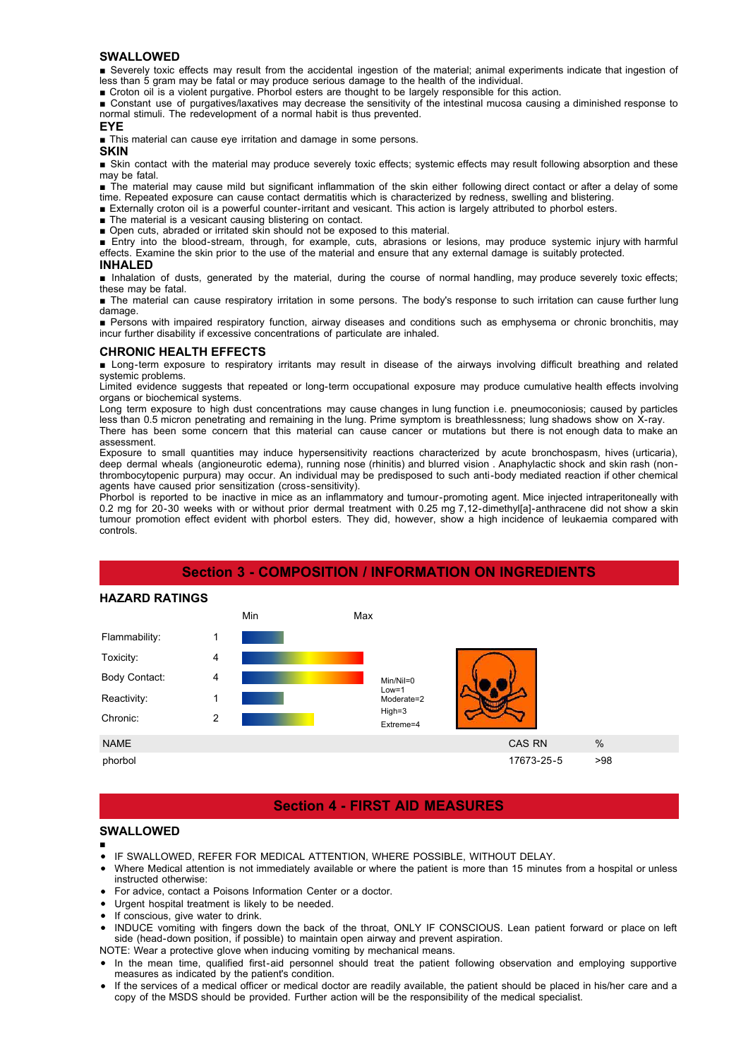### SWALLOWED

- Severely toxic effects may result from the accidental ingestion of the material; animal experiments indicate that ingestion of less than 5 gram may be fatal or may produce serious damage to the health of the individual.
- Croton oil is a violent purgative. Phorbol esters are thought to be largely responsible for this action.
- Constant use of purgatives/laxatives may decrease the sensitivity of the intestinal mucosa causing a diminished response to normal stimuli. The redevelopment of a normal habit is thus prevented.

### EYE

- This material can cause eye irritation and damage in some persons.

### SKIN

- Skin contact with the material may produce severely toxic effects; systemic effects may result following absorption and these may be fatal.
- The material may cause mild but significant inflammation of the skin either following direct contact or after a delay of some time. Repeated exposure can cause contact dermatitis which is characterized by redness, swelling and blistering.
- Externally croton oil is a powerful counter-irritant and vesicant. This action is largely attributed to phorbol esters.
- The material is a vesicant causing blistering on contact.
- Open cuts, abraded or irritated skin should not be exposed to this material.
- Entry into the blood-stream, through, for example, cuts, abrasions or lesions, may produce systemic injury with harmful effects. Examine the skin prior to the use of the material and ensure that any external damage is suitably protected.

### INHALED

- Inhalation of dusts, generated by the material, during the course of normal handling, may produce severely toxic effects; these may be fatal.
- The material can cause respiratory irritation in some persons. The body's response to such irritation can cause further lung damage.
- Persons with impaired respiratory function, airway diseases and conditions such as emphysema or chronic bronchitis, may incur further disability if excessive concentrations of particulate are inhaled.

### CHRONIC HEALTH EFFECTS

- Long-term exposure to respiratory irritants may result in disease of the airways involving difficult breathing and related systemic problems.

Limited evidence suggests that repeated or long-term occupational exposure may produce cumulative health effects involving organs or biochemical systems.

Long term exposure to high dust concentrations may cause changes in lung function i.e. pneumoconiosis; caused by particles less than 0.5 micron penetrating and remaining in the lung. Prime symptom is breathlessness; lung shadows show on X-ray.

There has been some concern that this material can cause cancer or mutations but there is not enough data to make an assessment.

Exposure to small quantities may induce hypersensitivity reactions characterized by acute bronchospasm, hives (urticaria), deep dermal wheals (angioneurotic edema), running nose (rhinitis) and blurred vision . Anaphylactic shock and skin rash (non-thrombocytopenic purpura) may occur. An individual may be predisposed to such anti-body mediated reaction if other chemical agents have caused prior sensitization (cross-sensitivity).

Phorbol is reported to be inactive in mice as an inflammatory and tumour-promoting agent. Mice injected intraperitoneally with 0.2 mg for 20-30 weeks with or without prior dermal treatment with 0.25 mg 7,12-dimethyl[a]-anthracene did not show a skin tumour promotion effect evident with phorbol esters. They did, however, show a high incidence of leukaemia compared with controls.

## Section 3 - COMPOSITION / INFORMATION ON INGREDIENTS

### HAZARD RATINGS

| | Rating |
|---|---|
| Flammability: | 1 |
| Toxicity: | 4 |
| Body Contact: | 4 |
| Reactivity: | 1 |
| Chronic: | 2 |

Min/Nil=0
Low=1
Moderate=2
High=3
Extreme=4

| NAME | CAS RN | % |
|---|---|---|
| phorbol | 17673-25-5 | >98 |

## Section 4 - FIRST AID MEASURES

### SWALLOWED

- IF SWALLOWED, REFER FOR MEDICAL ATTENTION, WHERE POSSIBLE, WITHOUT DELAY.
- Where Medical attention is not immediately available or where the patient is more than 15 minutes from a hospital or unless instructed otherwise:
- For advice, contact a Poisons Information Center or a doctor.
- Urgent hospital treatment is likely to be needed.
- If conscious, give water to drink.
- INDUCE vomiting with fingers down the back of the throat, ONLY IF CONSCIOUS. Lean patient forward or place on left side (head-down position, if possible) to maintain open airway and prevent aspiration.

NOTE: Wear a protective glove when inducing vomiting by mechanical means.

- In the mean time, qualified first-aid personnel should treat the patient following observation and employing supportive measures as indicated by the patient's condition.
- If the services of a medical officer or medical doctor are readily available, the patient should be placed in his/her care and a copy of the MSDS should be provided. Further action will be the responsibility of the medical specialist.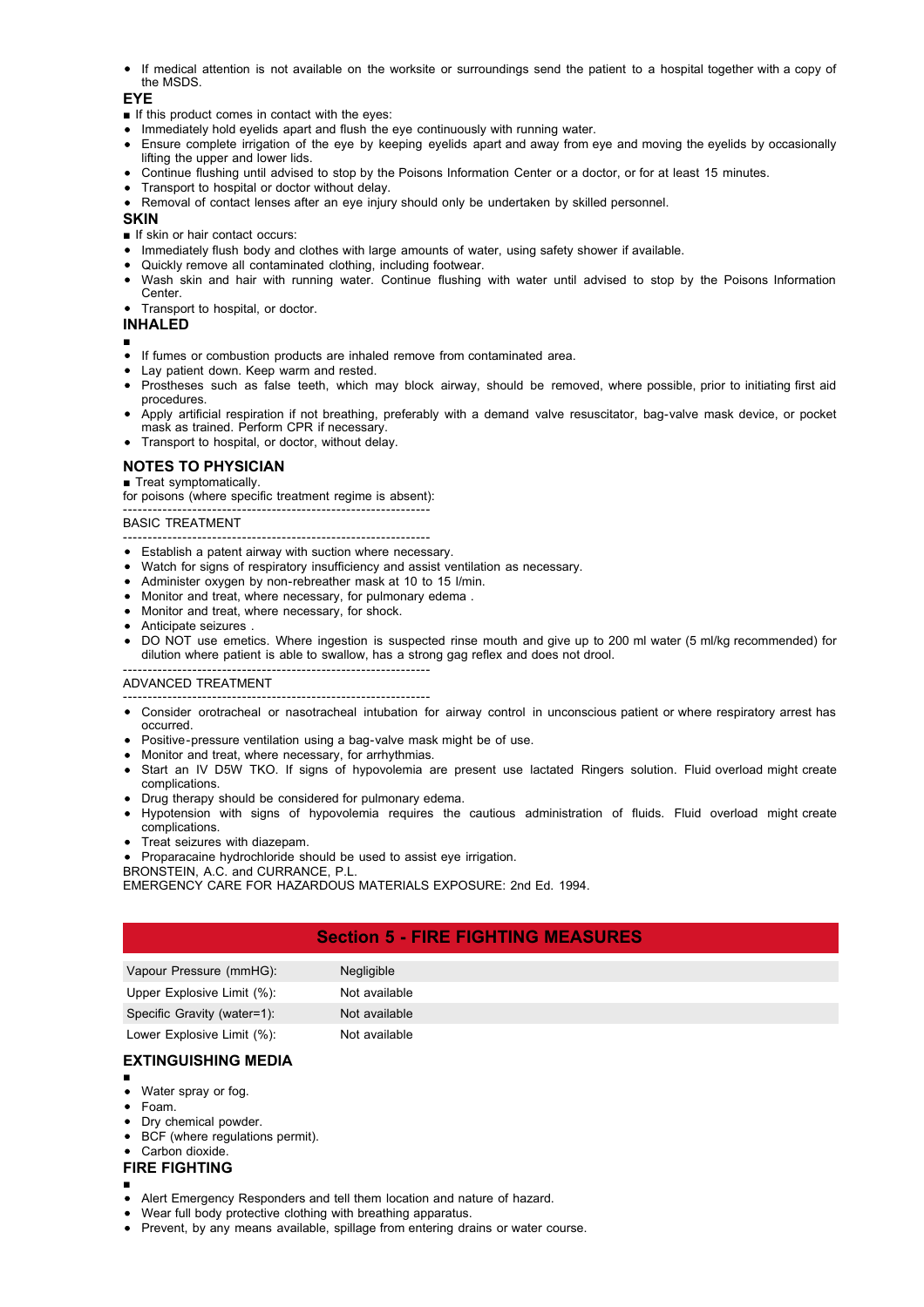- If medical attention is not available on the worksite or surroundings send the patient to a hospital together with a copy of the MSDS.

### EYE

■ If this product comes in contact with the eyes:

- Immediately hold eyelids apart and flush the eye continuously with running water.
- Ensure complete irrigation of the eye by keeping eyelids apart and away from eye and moving the eyelids by occasionally lifting the upper and lower lids.
- Continue flushing until advised to stop by the Poisons Information Center or a doctor, or for at least 15 minutes.
- Transport to hospital or doctor without delay.
- Removal of contact lenses after an eye injury should only be undertaken by skilled personnel.

### SKIN

■ If skin or hair contact occurs:

- Immediately flush body and clothes with large amounts of water, using safety shower if available.
- Quickly remove all contaminated clothing, including footwear.
- Wash skin and hair with running water. Continue flushing with water until advised to stop by the Poisons Information Center.
- Transport to hospital, or doctor.

### INHALED

■

- If fumes or combustion products are inhaled remove from contaminated area.
- Lay patient down. Keep warm and rested.
- Prostheses such as false teeth, which may block airway, should be removed, where possible, prior to initiating first aid procedures.
- Apply artificial respiration if not breathing, preferably with a demand valve resuscitator, bag-valve mask device, or pocket mask as trained. Perform CPR if necessary.
- Transport to hospital, or doctor, without delay.

### NOTES TO PHYSICIAN

■ Treat symptomatically.

for poisons (where specific treatment regime is absent):

--------------------------------------------------------------

BASIC TREATMENT

--------------------------------------------------------------

- Establish a patent airway with suction where necessary.
- Watch for signs of respiratory insufficiency and assist ventilation as necessary.
- Administer oxygen by non-rebreather mask at 10 to 15 l/min.
- Monitor and treat, where necessary, for pulmonary edema .
- Monitor and treat, where necessary, for shock.
- Anticipate seizures .
- DO NOT use emetics. Where ingestion is suspected rinse mouth and give up to 200 ml water (5 ml/kg recommended) for dilution where patient is able to swallow, has a strong gag reflex and does not drool.

--------------------------------------------------------------

ADVANCED TREATMENT

--------------------------------------------------------------

- Consider orotracheal or nasotracheal intubation for airway control in unconscious patient or where respiratory arrest has occurred.
- Positive-pressure ventilation using a bag-valve mask might be of use.
- Monitor and treat, where necessary, for arrhythmias.
- Start an IV D5W TKO. If signs of hypovolemia are present use lactated Ringers solution. Fluid overload might create complications.
- Drug therapy should be considered for pulmonary edema.
- Hypotension with signs of hypovolemia requires the cautious administration of fluids. Fluid overload might create complications.
- Treat seizures with diazepam.
- Proparacaine hydrochloride should be used to assist eye irrigation.

BRONSTEIN, A.C. and CURRANCE, P.L.
EMERGENCY CARE FOR HAZARDOUS MATERIALS EXPOSURE: 2nd Ed. 1994.

## Section 5 - FIRE FIGHTING MEASURES

| | |
|---|---|
| Vapour Pressure (mmHG): | Negligible |
| Upper Explosive Limit (%): | Not available |
| Specific Gravity (water=1): | Not available |
| Lower Explosive Limit (%): | Not available |

### EXTINGUISHING MEDIA

■

- Water spray or fog.
- Foam.
- Dry chemical powder.
- BCF (where regulations permit).
- Carbon dioxide.

### FIRE FIGHTING

■

- Alert Emergency Responders and tell them location and nature of hazard.
- Wear full body protective clothing with breathing apparatus.
- Prevent, by any means available, spillage from entering drains or water course.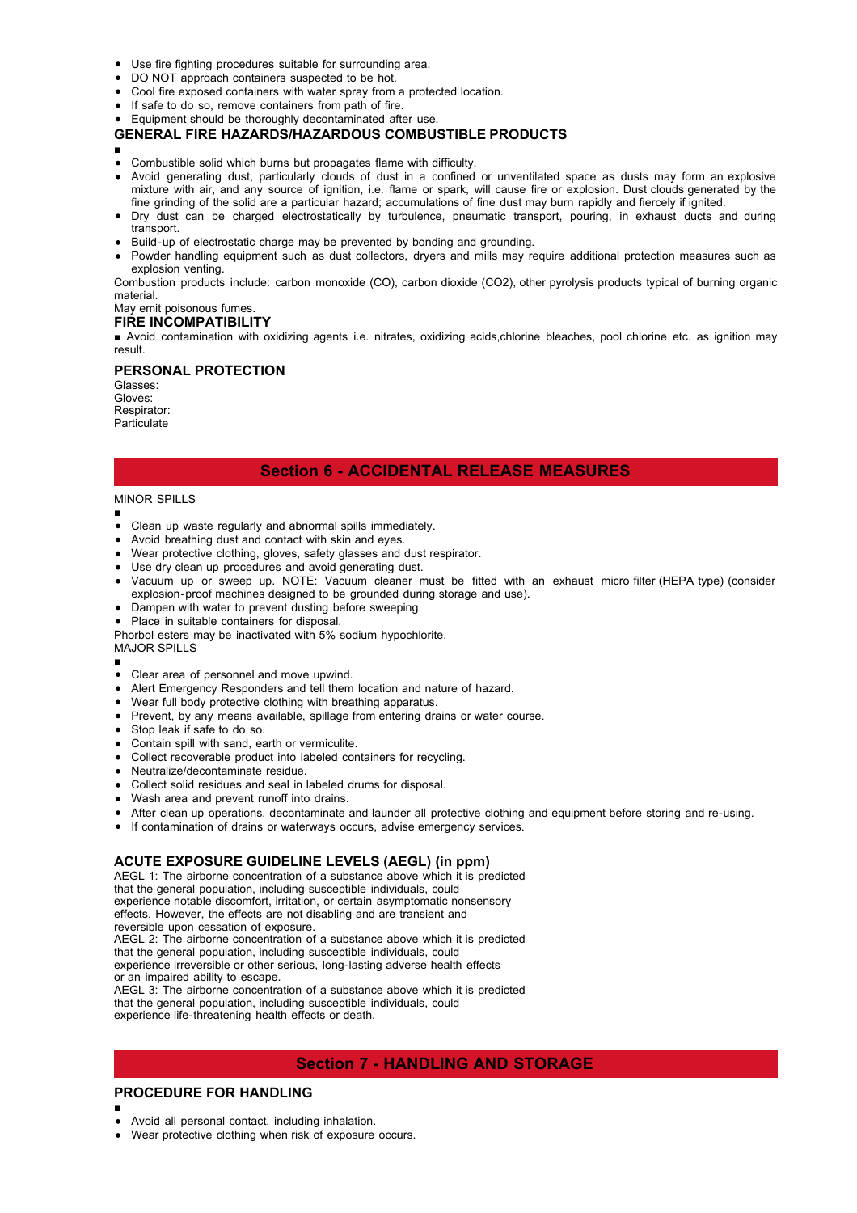- Use fire fighting procedures suitable for surrounding area.
- DO NOT approach containers suspected to be hot.
- Cool fire exposed containers with water spray from a protected location.
- If safe to do so, remove containers from path of fire.
- Equipment should be thoroughly decontaminated after use.

### GENERAL FIRE HAZARDS/HAZARDOUS COMBUSTIBLE PRODUCTS

■

- Combustible solid which burns but propagates flame with difficulty.
- Avoid generating dust, particularly clouds of dust in a confined or unventilated space as dusts may form an explosive mixture with air, and any source of ignition, i.e. flame or spark, will cause fire or explosion. Dust clouds generated by the fine grinding of the solid are a particular hazard; accumulations of fine dust may burn rapidly and fiercely if ignited.
- Dry dust can be charged electrostatically by turbulence, pneumatic transport, pouring, in exhaust ducts and during transport.
- Build-up of electrostatic charge may be prevented by bonding and grounding.
- Powder handling equipment such as dust collectors, dryers and mills may require additional protection measures such as explosion venting.

Combustion products include: carbon monoxide (CO), carbon dioxide (CO2), other pyrolysis products typical of burning organic material.

May emit poisonous fumes.

### FIRE INCOMPATIBILITY

■ Avoid contamination with oxidizing agents i.e. nitrates, oxidizing acids,chlorine bleaches, pool chlorine etc. as ignition may result.

### PERSONAL PROTECTION

Glasses:
Gloves:
Respirator:
Particulate

## Section 6 - ACCIDENTAL RELEASE MEASURES

MINOR SPILLS

■

- Clean up waste regularly and abnormal spills immediately.
- Avoid breathing dust and contact with skin and eyes.
- Wear protective clothing, gloves, safety glasses and dust respirator.
- Use dry clean up procedures and avoid generating dust.
- Vacuum up or sweep up. NOTE: Vacuum cleaner must be fitted with an exhaust micro filter (HEPA type) (consider explosion-proof machines designed to be grounded during storage and use).
- Dampen with water to prevent dusting before sweeping.
- Place in suitable containers for disposal.

Phorbol esters may be inactivated with 5% sodium hypochlorite.

MAJOR SPILLS

■

- Clear area of personnel and move upwind.
- Alert Emergency Responders and tell them location and nature of hazard.
- Wear full body protective clothing with breathing apparatus.
- Prevent, by any means available, spillage from entering drains or water course.
- Stop leak if safe to do so.
- Contain spill with sand, earth or vermiculite.
- Collect recoverable product into labeled containers for recycling.
- Neutralize/decontaminate residue.
- Collect solid residues and seal in labeled drums for disposal.
- Wash area and prevent runoff into drains.
- After clean up operations, decontaminate and launder all protective clothing and equipment before storing and re-using.
- If contamination of drains or waterways occurs, advise emergency services.

### ACUTE EXPOSURE GUIDELINE LEVELS (AEGL) (in ppm)

AEGL 1: The airborne concentration of a substance above which it is predicted that the general population, including susceptible individuals, could experience notable discomfort, irritation, or certain asymptomatic nonsensory effects. However, the effects are not disabling and are transient and reversible upon cessation of exposure.
AEGL 2: The airborne concentration of a substance above which it is predicted that the general population, including susceptible individuals, could experience irreversible or other serious, long-lasting adverse health effects or an impaired ability to escape.
AEGL 3: The airborne concentration of a substance above which it is predicted that the general population, including susceptible individuals, could experience life-threatening health effects or death.

## Section 7 - HANDLING AND STORAGE

### PROCEDURE FOR HANDLING

■

- Avoid all personal contact, including inhalation.
- Wear protective clothing when risk of exposure occurs.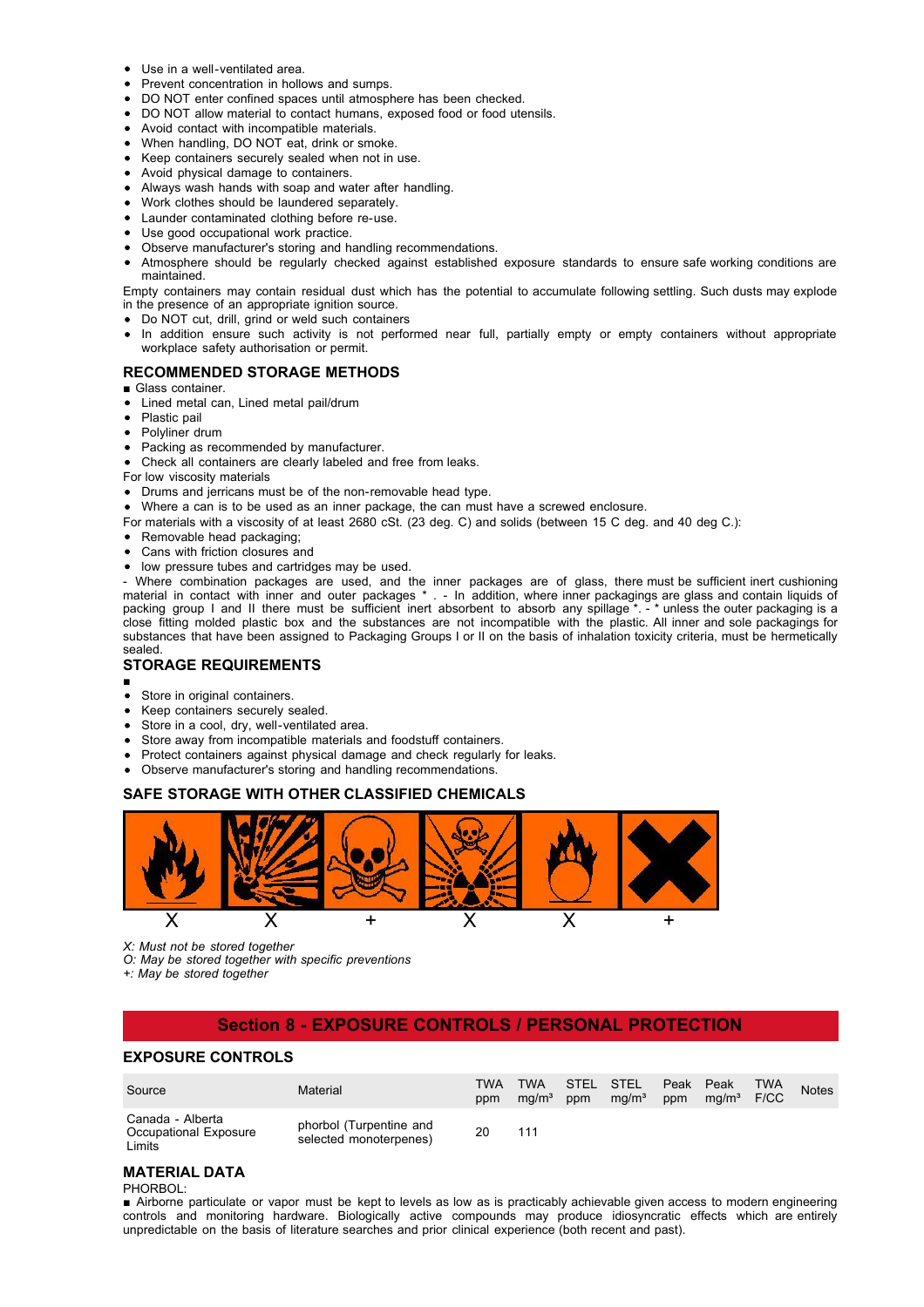- Use in a well-ventilated area.
- Prevent concentration in hollows and sumps.
- DO NOT enter confined spaces until atmosphere has been checked.
- DO NOT allow material to contact humans, exposed food or food utensils.
- Avoid contact with incompatible materials.
- When handling, DO NOT eat, drink or smoke.
- Keep containers securely sealed when not in use.
- Avoid physical damage to containers.
- Always wash hands with soap and water after handling.
- Work clothes should be laundered separately.
- Launder contaminated clothing before re-use.
- Use good occupational work practice.
- Observe manufacturer's storing and handling recommendations.
- Atmosphere should be regularly checked against established exposure standards to ensure safe working conditions are maintained.

Empty containers may contain residual dust which has the potential to accumulate following settling. Such dusts may explode in the presence of an appropriate ignition source.

- Do NOT cut, drill, grind or weld such containers
- In addition ensure such activity is not performed near full, partially empty or empty containers without appropriate workplace safety authorisation or permit.

### RECOMMENDED STORAGE METHODS

■ Glass container.

- Lined metal can, Lined metal pail/drum
- Plastic pail
- Polyliner drum
- Packing as recommended by manufacturer.
- Check all containers are clearly labeled and free from leaks.

For low viscosity materials

- Drums and jerricans must be of the non-removable head type.
- Where a can is to be used as an inner package, the can must have a screwed enclosure.

For materials with a viscosity of at least 2680 cSt. (23 deg. C) and solids (between 15 C deg. and 40 deg C.):

- Removable head packaging;
- Cans with friction closures and
- low pressure tubes and cartridges may be used.

- Where combination packages are used, and the inner packages are of glass, there must be sufficient inert cushioning material in contact with inner and outer packages * . - In addition, where inner packagings are glass and contain liquids of packing group I and II there must be sufficient inert absorbent to absorb any spillage *. - * unless the outer packaging is a close fitting molded plastic box and the substances are not incompatible with the plastic. All inner and sole packagings for substances that have been assigned to Packaging Groups I or II on the basis of inhalation toxicity criteria, must be hermetically sealed.

### STORAGE REQUIREMENTS

■

- Store in original containers.
- Keep containers securely sealed.
- Store in a cool, dry, well-ventilated area.
- Store away from incompatible materials and foodstuff containers.
- Protect containers against physical damage and check regularly for leaks.
- Observe manufacturer's storing and handling recommendations.

### SAFE STORAGE WITH OTHER CLASSIFIED CHEMICALS

| X | X | + | X | X | + |
|---|---|---|---|---|---|

*X: Must not be stored together*
*O: May be stored together with specific preventions*
*+: May be stored together*

## Section 8 - EXPOSURE CONTROLS / PERSONAL PROTECTION

### EXPOSURE CONTROLS

| Source | Material | TWA ppm | TWA mg/m³ | STEL ppm | STEL mg/m³ | Peak ppm | Peak mg/m³ | TWA F/CC | Notes |
|---|---|---|---|---|---|---|---|---|---|
| Canada - Alberta Occupational Exposure Limits | phorbol (Turpentine and selected monoterpenes) | 20 | 111 | | | | | | |

### MATERIAL DATA

PHORBOL:

■ Airborne particulate or vapor must be kept to levels as low as is practicably achievable given access to modern engineering controls and monitoring hardware. Biologically active compounds may produce idiosyncratic effects which are entirely unpredictable on the basis of literature searches and prior clinical experience (both recent and past).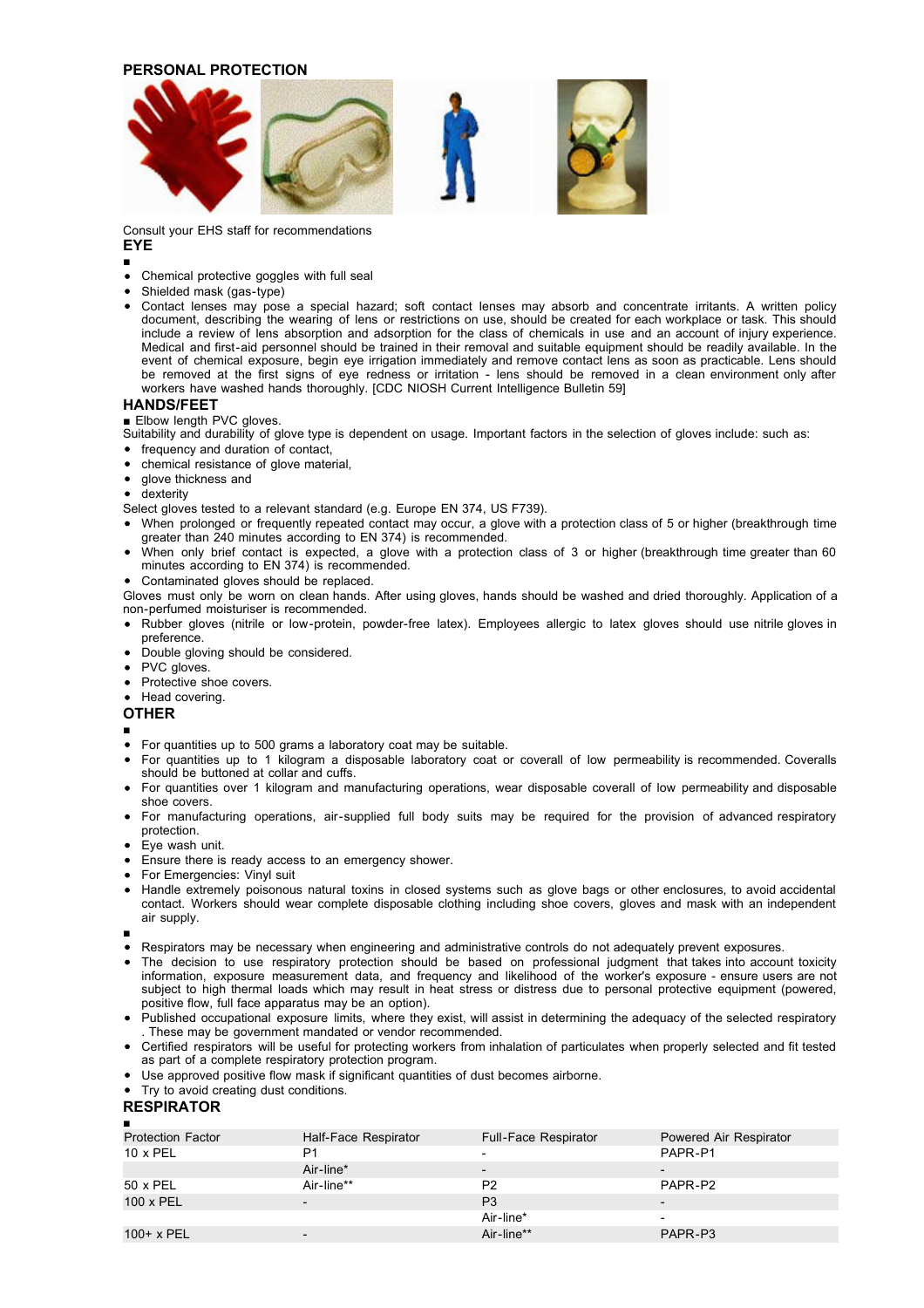## PERSONAL PROTECTION

Consult your EHS staff for recommendations

### EYE

■

- Chemical protective goggles with full seal
- Shielded mask (gas-type)
- Contact lenses may pose a special hazard; soft contact lenses may absorb and concentrate irritants. A written policy document, describing the wearing of lens or restrictions on use, should be created for each workplace or task. This should include a review of lens absorption and adsorption for the class of chemicals in use and an account of injury experience. Medical and first-aid personnel should be trained in their removal and suitable equipment should be readily available. In the event of chemical exposure, begin eye irrigation immediately and remove contact lens as soon as practicable. Lens should be removed at the first signs of eye redness or irritation - lens should be removed in a clean environment only after workers have washed hands thoroughly. [CDC NIOSH Current Intelligence Bulletin 59]

### HANDS/FEET

■ Elbow length PVC gloves.

Suitability and durability of glove type is dependent on usage. Important factors in the selection of gloves include: such as:

- frequency and duration of contact,
- chemical resistance of glove material,
- glove thickness and
- dexterity

Select gloves tested to a relevant standard (e.g. Europe EN 374, US F739).

- When prolonged or frequently repeated contact may occur, a glove with a protection class of 5 or higher (breakthrough time greater than 240 minutes according to EN 374) is recommended.
- When only brief contact is expected, a glove with a protection class of 3 or higher (breakthrough time greater than 60 minutes according to EN 374) is recommended.
- Contaminated gloves should be replaced.

Gloves must only be worn on clean hands. After using gloves, hands should be washed and dried thoroughly. Application of a non-perfumed moisturiser is recommended.

- Rubber gloves (nitrile or low-protein, powder-free latex). Employees allergic to latex gloves should use nitrile gloves in preference.
- Double gloving should be considered.
- PVC gloves.
- Protective shoe covers.
- Head covering.

### OTHER

■

- For quantities up to 500 grams a laboratory coat may be suitable.
- For quantities up to 1 kilogram a disposable laboratory coat or coverall of low permeability is recommended. Coveralls should be buttoned at collar and cuffs.
- For quantities over 1 kilogram and manufacturing operations, wear disposable coverall of low permeability and disposable shoe covers.
- For manufacturing operations, air-supplied full body suits may be required for the provision of advanced respiratory protection.
- Eye wash unit.
- Ensure there is ready access to an emergency shower.
- For Emergencies: Vinyl suit
- Handle extremely poisonous natural toxins in closed systems such as glove bags or other enclosures, to avoid accidental contact. Workers should wear complete disposable clothing including shoe covers, gloves and mask with an independent air supply.

■

- Respirators may be necessary when engineering and administrative controls do not adequately prevent exposures.
- The decision to use respiratory protection should be based on professional judgment that takes into account toxicity information, exposure measurement data, and frequency and likelihood of the worker's exposure - ensure users are not subject to high thermal loads which may result in heat stress or distress due to personal protective equipment (powered, positive flow, full face apparatus may be an option).
- Published occupational exposure limits, where they exist, will assist in determining the adequacy of the selected respiratory . These may be government mandated or vendor recommended.
- Certified respirators will be useful for protecting workers from inhalation of particulates when properly selected and fit tested as part of a complete respiratory protection program.
- Use approved positive flow mask if significant quantities of dust becomes airborne.
- Try to avoid creating dust conditions.

### RESPIRATOR

■

| Protection Factor | Half-Face Respirator | Full-Face Respirator | Powered Air Respirator |
|---|---|---|---|
| 10 x PEL | P1 | - | PAPR-P1 |
| | Air-line* | - | - |
| 50 x PEL | Air-line** | P2 | PAPR-P2 |
| 100 x PEL | - | P3 | - |
| | | Air-line* | - |
| 100+ x PEL | - | Air-line** | PAPR-P3 |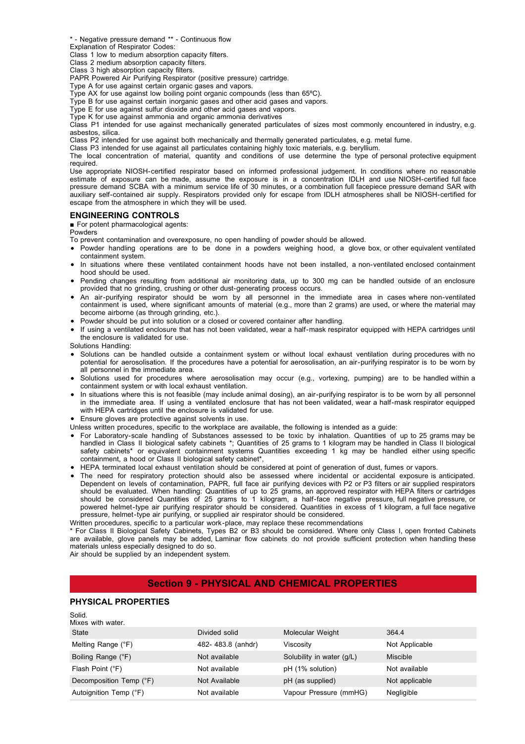* - Negative pressure demand ** - Continuous flow

Explanation of Respirator Codes:

Class 1 low to medium absorption capacity filters.

Class 2 medium absorption capacity filters.

Class 3 high absorption capacity filters.

PAPR Powered Air Purifying Respirator (positive pressure) cartridge.

Type A for use against certain organic gases and vapors.

Type AX for use against low boiling point organic compounds (less than 65ºC).

Type B for use against certain inorganic gases and other acid gases and vapors.

Type E for use against sulfur dioxide and other acid gases and vapors.

Type K for use against ammonia and organic ammonia derivatives

Class P1 intended for use against mechanically generated particulates of sizes most commonly encountered in industry, e.g. asbestos, silica.

Class P2 intended for use against both mechanically and thermally generated particulates, e.g. metal fume.

Class P3 intended for use against all particulates containing highly toxic materials, e.g. beryllium.

The local concentration of material, quantity and conditions of use determine the type of personal protective equipment required.

Use appropriate NIOSH-certified respirator based on informed professional judgement. In conditions where no reasonable estimate of exposure can be made, assume the exposure is in a concentration IDLH and use NIOSH-certified full face pressure demand SCBA with a minimum service life of 30 minutes, or a combination full facepiece pressure demand SAR with auxiliary self-contained air supply. Respirators provided only for escape from IDLH atmospheres shall be NIOSH-certified for escape from the atmosphere in which they will be used.

### ENGINEERING CONTROLS

■ For potent pharmacological agents:

Powders

To prevent contamination and overexposure, no open handling of powder should be allowed.

- Powder handling operations are to be done in a powders weighing hood, a glove box, or other equivalent ventilated containment system.
- In situations where these ventilated containment hoods have not been installed, a non-ventilated enclosed containment hood should be used.
- Pending changes resulting from additional air monitoring data, up to 300 mg can be handled outside of an enclosure provided that no grinding, crushing or other dust-generating process occurs.
- An air-purifying respirator should be worn by all personnel in the immediate area in cases where non-ventilated containment is used, where significant amounts of material (e.g., more than 2 grams) are used, or where the material may become airborne (as through grinding, etc.).
- Powder should be put into solution or a closed or covered container after handling.
- If using a ventilated enclosure that has not been validated, wear a half-mask respirator equipped with HEPA cartridges until the enclosure is validated for use.

Solutions Handling:

- Solutions can be handled outside a containment system or without local exhaust ventilation during procedures with no potential for aerosolisation. If the procedures have a potential for aerosolisation, an air-purifying respirator is to be worn by all personnel in the immediate area.
- Solutions used for procedures where aerosolisation may occur (e.g., vortexing, pumping) are to be handled within a containment system or with local exhaust ventilation.
- In situations where this is not feasible (may include animal dosing), an air-purifying respirator is to be worn by all personnel in the immediate area. If using a ventilated enclosure that has not been validated, wear a half-mask respirator equipped with HEPA cartridges until the enclosure is validated for use.
- Ensure gloves are protective against solvents in use.

Unless written procedures, specific to the workplace are available, the following is intended as a guide:

- For Laboratory-scale handling of Substances assessed to be toxic by inhalation. Quantities of up to 25 grams may be handled in Class II biological safety cabinets *; Quantities of 25 grams to 1 kilogram may be handled in Class II biological safety cabinets* or equivalent containment systems Quantities exceeding 1 kg may be handled either using specific containment, a hood or Class II biological safety cabinet*,
- HEPA terminated local exhaust ventilation should be considered at point of generation of dust, fumes or vapors.
- The need for respiratory protection should also be assessed where incidental or accidental exposure is anticipated. Dependent on levels of contamination, PAPR, full face air purifying devices with P2 or P3 filters or air supplied respirators should be evaluated. When handling: Quantities of up to 25 grams, an approved respirator with HEPA filters or cartridges should be considered Quantities of 25 grams to 1 kilogram, a half-face negative pressure, full negative pressure, or powered helmet-type air purifying respirator should be considered. Quantities in excess of 1 kilogram, a full face negative pressure, helmet-type air purifying, or supplied air respirator should be considered.

Written procedures, specific to a particular work-place, may replace these recommendations

* For Class II Biological Safety Cabinets, Types B2 or B3 should be considered. Where only Class I, open fronted Cabinets are available, glove panels may be added, Laminar flow cabinets do not provide sufficient protection when handling these materials unless especially designed to do so.

Air should be supplied by an independent system.

## Section 9 - PHYSICAL AND CHEMICAL PROPERTIES

### PHYSICAL PROPERTIES

Solid.

Mixes with water.

| State | Divided solid | Molecular Weight | 364.4 |
|---|---|---|---|
| Melting Range (°F) | 482- 483.8 (anhdr) | Viscosity | Not Applicable |
| Boiling Range (°F) | Not available | Solubility in water (g/L) | Miscible |
| Flash Point (°F) | Not available | pH (1% solution) | Not available |
| Decomposition Temp (°F) | Not Available | pH (as supplied) | Not applicable |
| Autoignition Temp (°F) | Not available | Vapour Pressure (mmHG) | Negligible |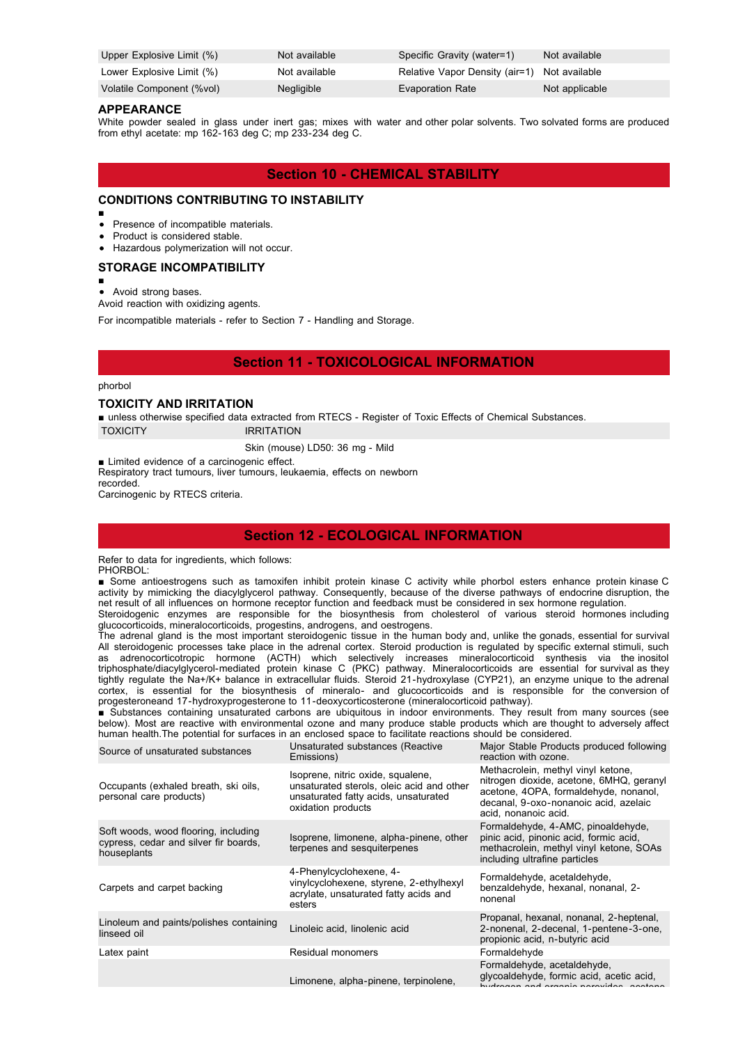| Upper Explosive Limit (%) | Not available | Specific Gravity (water=1) | Not available |
|---|---|---|---|
| Lower Explosive Limit (%) | Not available | Relative Vapor Density (air=1) | Not available |
| Volatile Component (%vol) | Negligible | Evaporation Rate | Not applicable |

### APPEARANCE

White powder sealed in glass under inert gas; mixes with water and other polar solvents. Two solvated forms are produced from ethyl acetate: mp 162-163 deg C; mp 233-234 deg C.

## Section 10 - CHEMICAL STABILITY

### CONDITIONS CONTRIBUTING TO INSTABILITY

■

- Presence of incompatible materials.
- Product is considered stable.
- Hazardous polymerization will not occur.

### STORAGE INCOMPATIBILITY

■

- Avoid strong bases.

Avoid reaction with oxidizing agents.

For incompatible materials - refer to Section 7 - Handling and Storage.

## Section 11 - TOXICOLOGICAL INFORMATION

phorbol

### TOXICITY AND IRRITATION

■ unless otherwise specified data extracted from RTECS - Register of Toxic Effects of Chemical Substances.

| TOXICITY | IRRITATION |
|---|---|
| | Skin (mouse) LD50: 36 mg - Mild |

■ Limited evidence of a carcinogenic effect.
Respiratory tract tumours, liver tumours, leukaemia, effects on newborn recorded.
Carcinogenic by RTECS criteria.

## Section 12 - ECOLOGICAL INFORMATION

Refer to data for ingredients, which follows:
PHORBOL:

■ Some antioestrogens such as tamoxifen inhibit protein kinase C activity while phorbol esters enhance protein kinase C activity by mimicking the diacylglycerol pathway. Consequently, because of the diverse pathways of endocrine disruption, the net result of all influences on hormone receptor function and feedback must be considered in sex hormone regulation.
Steroidogenic enzymes are responsible for the biosynthesis from cholesterol of various steroid hormones including glucocorticoids, mineralocorticoids, progestins, androgens, and oestrogens.
The adrenal gland is the most important steroidogenic tissue in the human body and, unlike the gonads, essential for survival All steroidogenic processes take place in the adrenal cortex. Steroid production is regulated by specific external stimuli, such as adrenocorticotropic hormone (ACTH) which selectively increases mineralocorticoid synthesis via the inositol triphosphate/diacylglycerol-mediated protein kinase C (PKC) pathway. Mineralocorticoids are essential for survival as they tightly regulate the Na+/K+ balance in extracellular fluids. Steroid 21-hydroxylase (CYP21), an enzyme unique to the adrenal cortex, is essential for the biosynthesis of mineralo- and glucocorticoids and is responsible for the conversion of progesteroneand 17-hydroxyprogesterone to 11-deoxycorticosterone (mineralocorticoid pathway).
■ Substances containing unsaturated carbons are ubiquitous in indoor environments. They result from many sources (see below). Most are reactive with environmental ozone and many produce stable products which are thought to adversely affect human health.The potential for surfaces in an enclosed space to facilitate reactions should be considered.

| Source of unsaturated substances | Unsaturated substances (Reactive Emissions) | Major Stable Products produced following reaction with ozone. |
|---|---|---|
| Occupants (exhaled breath, ski oils, personal care products) | Isoprene, nitric oxide, squalene, unsaturated sterols, oleic acid and other unsaturated fatty acids, unsaturated oxidation products | Methacrolein, methyl vinyl ketone, nitrogen dioxide, acetone, 6MHQ, geranyl acetone, 4OPA, formaldehyde, nonanol, decanal, 9-oxo-nonanoic acid, azelaic acid, nonanoic acid. |
| Soft woods, wood flooring, including cypress, cedar and silver fir boards, houseplants | Isoprene, limonene, alpha-pinene, other terpenes and sesquiterpenes | Formaldehyde, 4-AMC, pinoaldehyde, pinic acid, pinonic acid, formic acid, methacrolein, methyl vinyl ketone, SOAs including ultrafine particles |
| Carpets and carpet backing | 4-Phenylcyclohexene, 4-vinylcyclohexene, styrene, 2-ethylhexyl acrylate, unsaturated fatty acids and esters | Formaldehyde, acetaldehyde, benzaldehyde, hexanal, nonanal, 2-nonenal |
| Linoleum and paints/polishes containing linseed oil | Linoleic acid, linolenic acid | Propanal, hexanal, nonanal, 2-heptenal, 2-nonenal, 2-decenal, 1-pentene-3-one, propionic acid, n-butyric acid |
| Latex paint | Residual monomers | Formaldehyde |
| | Limonene, alpha-pinene, terpinolene, | Formaldehyde, acetaldehyde, glycoaldehyde, formic acid, acetic acid, hydrogen and organic peroxides, acetone |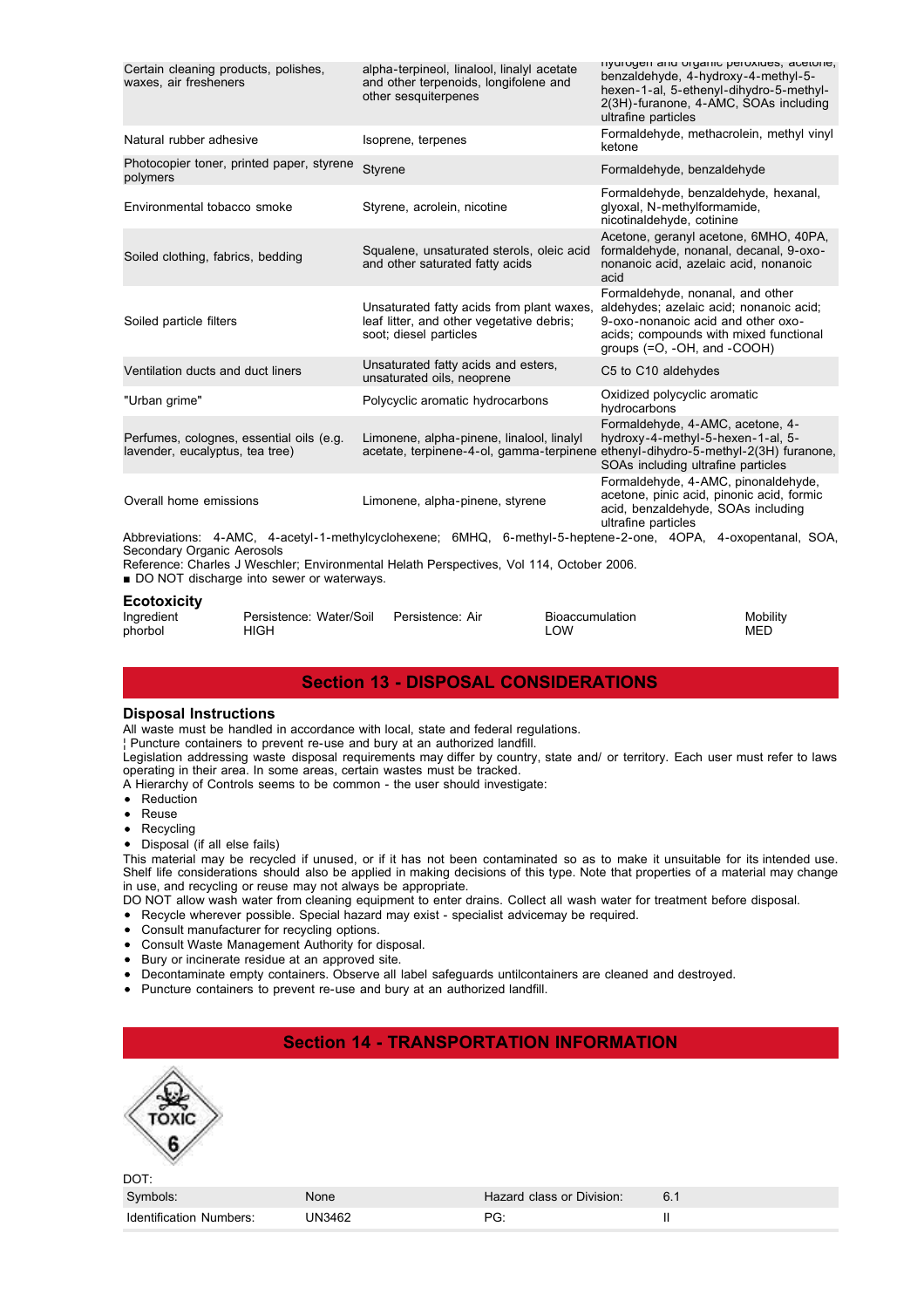| | | |
|---|---|---|
| Certain cleaning products, polishes, waxes, air fresheners | alpha-terpineol, linalool, linalyl acetate and other terpenoids, longifolene and other sesquiterpenes | hydrogen and organic peroxides, acetone, benzaldehyde, 4-hydroxy-4-methyl-5-hexen-1-al, 5-ethenyl-dihydro-5-methyl-2(3H)-furanone, 4-AMC, SOAs including ultrafine particles |
| Natural rubber adhesive | Isoprene, terpenes | Formaldehyde, methacrolein, methyl vinyl ketone |
| Photocopier toner, printed paper, styrene polymers | Styrene | Formaldehyde, benzaldehyde |
| Environmental tobacco smoke | Styrene, acrolein, nicotine | Formaldehyde, benzaldehyde, hexanal, glyoxal, N-methylformamide, nicotinaldehyde, cotinine |
| Soiled clothing, fabrics, bedding | Squalene, unsaturated sterols, oleic acid and other saturated fatty acids | Acetone, geranyl acetone, 6MHO, 40PA, formaldehyde, nonanal, decanal, 9-oxo-nonanoic acid, azelaic acid, nonanoic acid |
| Soiled particle filters | Unsaturated fatty acids from plant waxes, leaf litter, and other vegetative debris; soot; diesel particles | Formaldehyde, nonanal, and other aldehydes; azelaic acid; nonanoic acid; 9-oxo-nonanoic acid and other oxo-acids; compounds with mixed functional groups (=O, -OH, and -COOH) |
| Ventilation ducts and duct liners | Unsaturated fatty acids and esters, unsaturated oils, neoprene | C5 to C10 aldehydes |
| "Urban grime" | Polycyclic aromatic hydrocarbons | Oxidized polycyclic aromatic hydrocarbons |
| Perfumes, colognes, essential oils (e.g. lavender, eucalyptus, tea tree) | Limonene, alpha-pinene, linalool, linalyl acetate, terpinene-4-ol, gamma-terpinene | Formaldehyde, 4-AMC, acetone, 4-hydroxy-4-methyl-5-hexen-1-al, 5-ethenyl-dihydro-5-methyl-2(3H) furanone, SOAs including ultrafine particles |
| Overall home emissions | Limonene, alpha-pinene, styrene | Formaldehyde, 4-AMC, pinonaldehyde, acetone, pinic acid, pinonic acid, formic acid, benzaldehyde, SOAs including ultrafine particles |

Abbreviations: 4-AMC, 4-acetyl-1-methylcyclohexene; 6MHQ, 6-methyl-5-heptene-2-one, 4OPA, 4-oxopentanal, SOA, Secondary Organic Aerosols

Reference: Charles J Weschler; Environmental Helath Perspectives, Vol 114, October 2006.

■ DO NOT discharge into sewer or waterways.

### Ecotoxicity

| Ingredient | Persistence: Water/Soil | Persistence: Air | Bioaccumulation | Mobility |
|---|---|---|---|---|
| phorbol | HIGH | | LOW | MED |

## Section 13 - DISPOSAL CONSIDERATIONS

### Disposal Instructions

All waste must be handled in accordance with local, state and federal regulations.

¦ Puncture containers to prevent re-use and bury at an authorized landfill.

Legislation addressing waste disposal requirements may differ by country, state and/ or territory. Each user must refer to laws operating in their area. In some areas, certain wastes must be tracked.

A Hierarchy of Controls seems to be common - the user should investigate:

- Reduction
- Reuse
- Recycling
- Disposal (if all else fails)

This material may be recycled if unused, or if it has not been contaminated so as to make it unsuitable for its intended use. Shelf life considerations should also be applied in making decisions of this type. Note that properties of a material may change in use, and recycling or reuse may not always be appropriate.

DO NOT allow wash water from cleaning equipment to enter drains. Collect all wash water for treatment before disposal.

- Recycle wherever possible. Special hazard may exist - specialist advicemay be required.
- Consult manufacturer for recycling options.
- Consult Waste Management Authority for disposal.
- Bury or incinerate residue at an approved site.
- Decontaminate empty containers. Observe all label safeguards untilcontainers are cleaned and destroyed.
- Puncture containers to prevent re-use and bury at an authorized landfill.

## Section 14 - TRANSPORTATION INFORMATION

TOXIC 6

DOT:

| | | | |
|---|---|---|---|
| Symbols: | None | Hazard class or Division: | 6.1 |
| Identification Numbers: | UN3462 | PG: | II |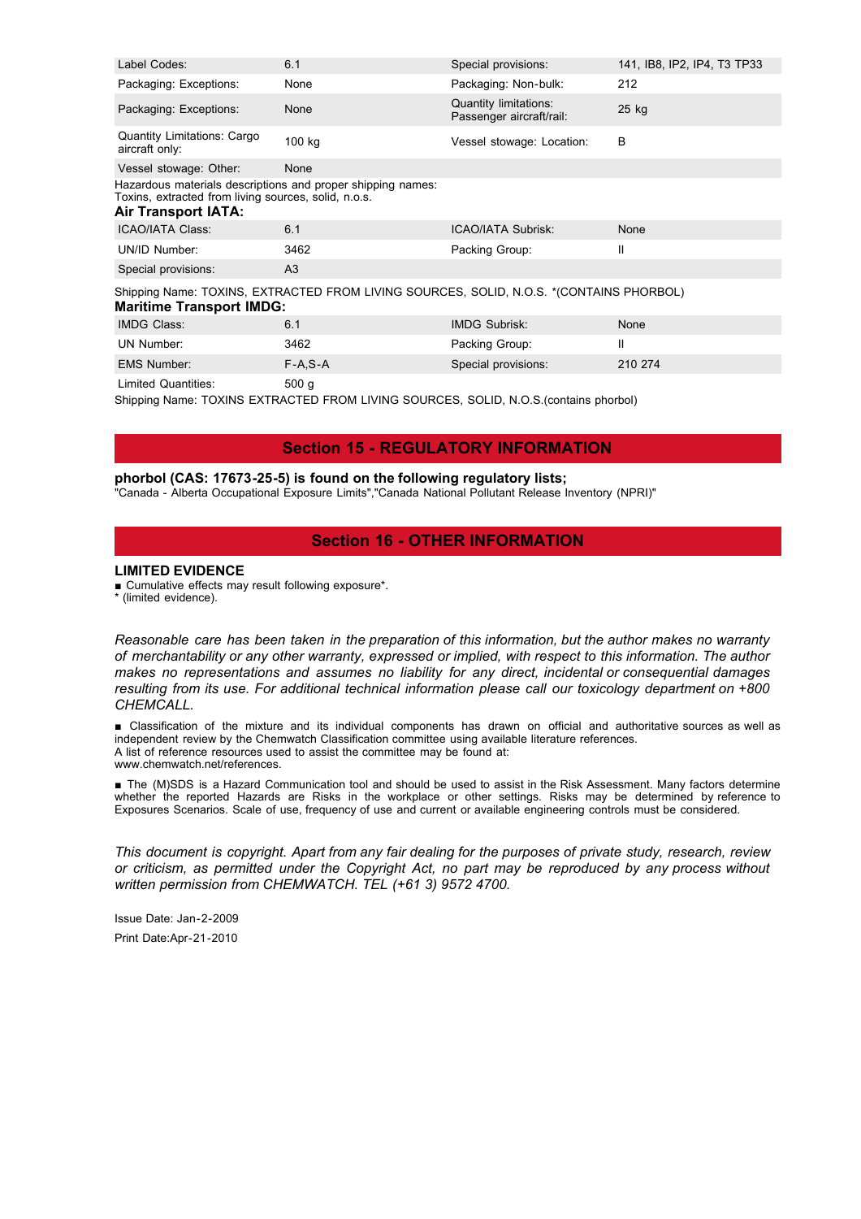| | | | |
|---|---|---|---|
| Label Codes: | 6.1 | Special provisions: | 141, IB8, IP2, IP4, T3 TP33 |
| Packaging: Exceptions: | None | Packaging: Non-bulk: | 212 |
| Packaging: Exceptions: | None | Quantity limitations: Passenger aircraft/rail: | 25 kg |
| Quantity Limitations: Cargo aircraft only: | 100 kg | Vessel stowage: Location: | B |
| Vessel stowage: Other: | None | | |

Hazardous materials descriptions and proper shipping names:
Toxins, extracted from living sources, solid, n.o.s.

**Air Transport IATA:**

| | | | |
|---|---|---|---|
| ICAO/IATA Class: | 6.1 | ICAO/IATA Subrisk: | None |
| UN/ID Number: | 3462 | Packing Group: | II |
| Special provisions: | A3 | | |

Shipping Name: TOXINS, EXTRACTED FROM LIVING SOURCES, SOLID, N.O.S. *(CONTAINS PHORBOL)

**Maritime Transport IMDG:**

| | | | |
|---|---|---|---|
| IMDG Class: | 6.1 | IMDG Subrisk: | None |
| UN Number: | 3462 | Packing Group: | II |
| EMS Number: | F-A,S-A | Special provisions: | 210 274 |
| Limited Quantities: | 500 g | | |

Shipping Name: TOXINS EXTRACTED FROM LIVING SOURCES, SOLID, N.O.S.(contains phorbol)

## Section 15 - REGULATORY INFORMATION

**phorbol (CAS: 17673-25-5) is found on the following regulatory lists;**
"Canada - Alberta Occupational Exposure Limits","Canada National Pollutant Release Inventory (NPRI)"

## Section 16 - OTHER INFORMATION

**LIMITED EVIDENCE**

- Cumulative effects may result following exposure*.

* (limited evidence).

*Reasonable care has been taken in the preparation of this information, but the author makes no warranty of merchantability or any other warranty, expressed or implied, with respect to this information. The author makes no representations and assumes no liability for any direct, incidental or consequential damages resulting from its use. For additional technical information please call our toxicology department on +800 CHEMCALL.*

- Classification of the mixture and its individual components has drawn on official and authoritative sources as well as independent review by the Chemwatch Classification committee using available literature references.

A list of reference resources used to assist the committee may be found at:
www.chemwatch.net/references.

- The (M)SDS is a Hazard Communication tool and should be used to assist in the Risk Assessment. Many factors determine whether the reported Hazards are Risks in the workplace or other settings. Risks may be determined by reference to Exposures Scenarios. Scale of use, frequency of use and current or available engineering controls must be considered.

*This document is copyright. Apart from any fair dealing for the purposes of private study, research, review or criticism, as permitted under the Copyright Act, no part may be reproduced by any process without written permission from CHEMWATCH. TEL (+61 3) 9572 4700.*

Issue Date: Jan-2-2009

Print Date:Apr-21-2010